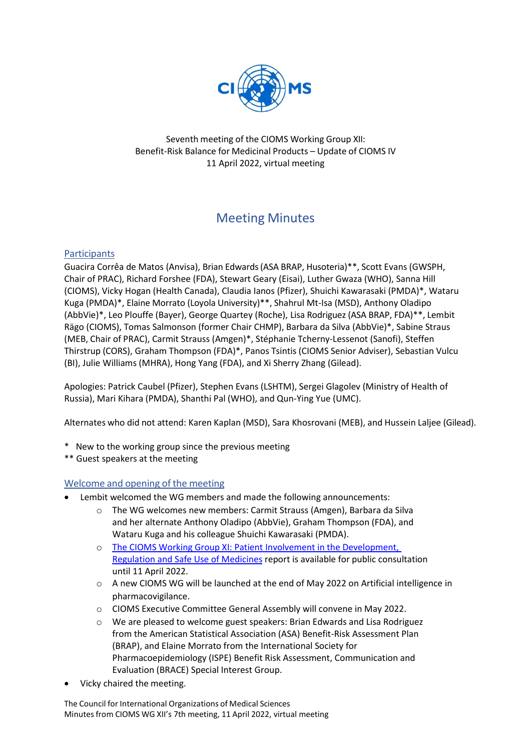Seventh meeting of the CIOMS Working Group XII:
Benefit-Risk Balance for Medicinal Products – Update of CIOMS IV
11 April 2022, virtual meeting

# Meeting Minutes

## Participants

Guacira Corrêa de Matos (Anvisa), Brian Edwards (ASA BRAP, Husoteria)**, Scott Evans (GWSPH, Chair of PRAC), Richard Forshee (FDA), Stewart Geary (Eisai), Luther Gwaza (WHO), Sanna Hill (CIOMS), Vicky Hogan (Health Canada), Claudia Ianos (Pfizer), Shuichi Kawarasaki (PMDA)*, Wataru Kuga (PMDA)*, Elaine Morrato (Loyola University)**, Shahrul Mt-Isa (MSD), Anthony Oladipo (AbbVie)*, Leo Plouffe (Bayer), George Quartey (Roche), Lisa Rodriguez (ASA BRAP, FDA)**, Lembit Rägo (CIOMS), Tomas Salmonson (former Chair CHMP), Barbara da Silva (AbbVie)*, Sabine Straus (MEB, Chair of PRAC), Carmit Strauss (Amgen)*, Stéphanie Tcherny-Lessenot (Sanofi), Steffen Thirstrup (CORS), Graham Thompson (FDA)*, Panos Tsintis (CIOMS Senior Adviser), Sebastian Vulcu (BI), Julie Williams (MHRA), Hong Yang (FDA), and Xi Sherry Zhang (Gilead).

Apologies: Patrick Caubel (Pfizer), Stephen Evans (LSHTM), Sergei Glagolev (Ministry of Health of Russia), Mari Kihara (PMDA), Shanthi Pal (WHO), and Qun-Ying Yue (UMC).

Alternates who did not attend: Karen Kaplan (MSD), Sara Khosrovani (MEB), and Hussein Laljee (Gilead).

\* New to the working group since the previous meeting
\** Guest speakers at the meeting

## Welcome and opening of the meeting

- Lembit welcomed the WG members and made the following announcements:
    - The WG welcomes new members: Carmit Strauss (Amgen), Barbara da Silva and her alternate Anthony Oladipo (AbbVie), Graham Thompson (FDA), and Wataru Kuga and his colleague Shuichi Kawarasaki (PMDA).
    - The CIOMS Working Group XI: Patient Involvement in the Development, Regulation and Safe Use of Medicines report is available for public consultation until 11 April 2022.
    - A new CIOMS WG will be launched at the end of May 2022 on Artificial intelligence in pharmacovigilance.
    - CIOMS Executive Committee General Assembly will convene in May 2022.
    - We are pleased to welcome guest speakers: Brian Edwards and Lisa Rodriguez from the American Statistical Association (ASA) Benefit-Risk Assessment Plan (BRAP), and Elaine Morrato from the International Society for Pharmacoepidemiology (ISPE) Benefit Risk Assessment, Communication and Evaluation (BRACE) Special Interest Group.
- Vicky chaired the meeting.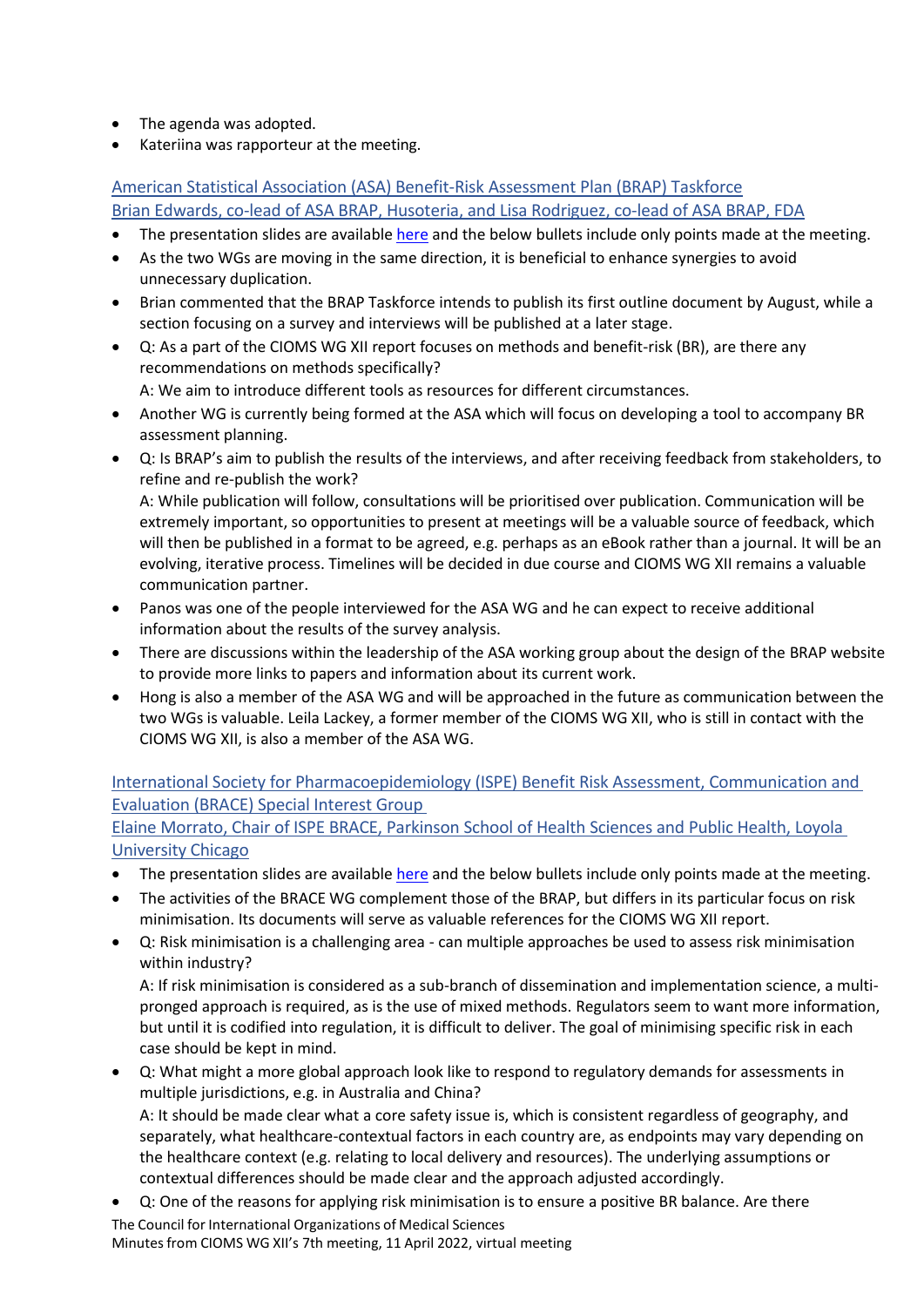- The agenda was adopted.
- Kateriina was rapporteur at the meeting.

[American Statistical Association (ASA) Benefit-Risk Assessment Plan (BRAP) Taskforce
Brian Edwards, co-lead of ASA BRAP, Husoteria, and Lisa Rodriguez, co-lead of ASA BRAP, FDA]

- The presentation slides are available [here] and the below bullets include only points made at the meeting.
- As the two WGs are moving in the same direction, it is beneficial to enhance synergies to avoid unnecessary duplication.
- Brian commented that the BRAP Taskforce intends to publish its first outline document by August, while a section focusing on a survey and interviews will be published at a later stage.
- Q: As a part of the CIOMS WG XII report focuses on methods and benefit-risk (BR), are there any recommendations on methods specifically?
  A: We aim to introduce different tools as resources for different circumstances.
- Another WG is currently being formed at the ASA which will focus on developing a tool to accompany BR assessment planning.
- Q: Is BRAP's aim to publish the results of the interviews, and after receiving feedback from stakeholders, to refine and re-publish the work?
  A: While publication will follow, consultations will be prioritised over publication. Communication will be extremely important, so opportunities to present at meetings will be a valuable source of feedback, which will then be published in a format to be agreed, e.g. perhaps as an eBook rather than a journal. It will be an evolving, iterative process. Timelines will be decided in due course and CIOMS WG XII remains a valuable communication partner.
- Panos was one of the people interviewed for the ASA WG and he can expect to receive additional information about the results of the survey analysis.
- There are discussions within the leadership of the ASA working group about the design of the BRAP website to provide more links to papers and information about its current work.
- Hong is also a member of the ASA WG and will be approached in the future as communication between the two WGs is valuable. Leila Lackey, a former member of the CIOMS WG XII, who is still in contact with the CIOMS WG XII, is also a member of the ASA WG.

[International Society for Pharmacoepidemiology (ISPE) Benefit Risk Assessment, Communication and Evaluation (BRACE) Special Interest Group
Elaine Morrato, Chair of ISPE BRACE, Parkinson School of Health Sciences and Public Health, Loyola University Chicago]

- The presentation slides are available [here] and the below bullets include only points made at the meeting.
- The activities of the BRACE WG complement those of the BRAP, but differs in its particular focus on risk minimisation. Its documents will serve as valuable references for the CIOMS WG XII report.
- Q: Risk minimisation is a challenging area - can multiple approaches be used to assess risk minimisation within industry?
  A: If risk minimisation is considered as a sub-branch of dissemination and implementation science, a multi-pronged approach is required, as is the use of mixed methods. Regulators seem to want more information, but until it is codified into regulation, it is difficult to deliver. The goal of minimising specific risk in each case should be kept in mind.
- Q: What might a more global approach look like to respond to regulatory demands for assessments in multiple jurisdictions, e.g. in Australia and China?
  A: It should be made clear what a core safety issue is, which is consistent regardless of geography, and separately, what healthcare-contextual factors in each country are, as endpoints may vary depending on the healthcare context (e.g. relating to local delivery and resources). The underlying assumptions or contextual differences should be made clear and the approach adjusted accordingly.
- Q: One of the reasons for applying risk minimisation is to ensure a positive BR balance. Are there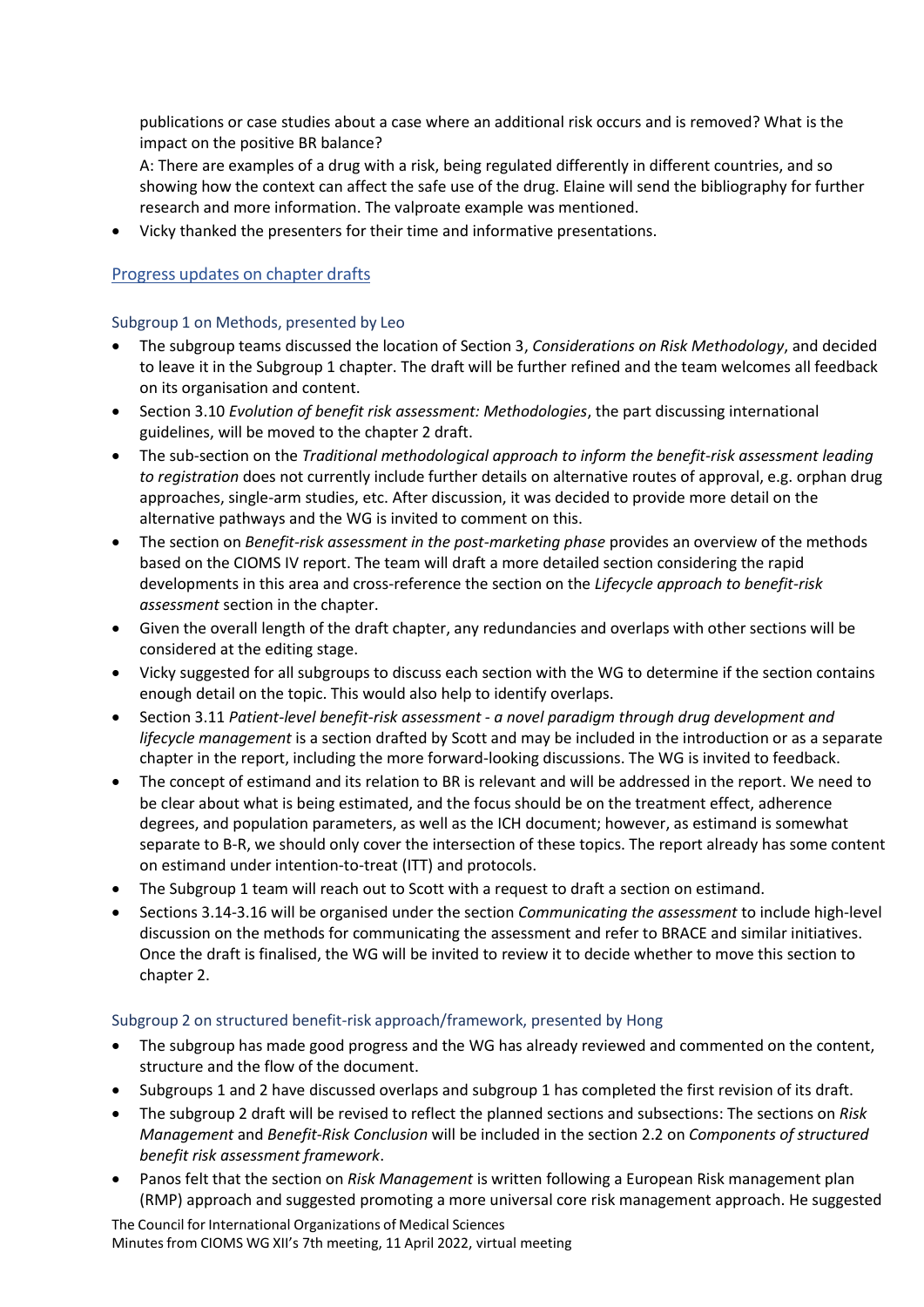publications or case studies about a case where an additional risk occurs and is removed? What is the impact on the positive BR balance?
A: There are examples of a drug with a risk, being regulated differently in different countries, and so showing how the context can affect the safe use of the drug. Elaine will send the bibliography for further research and more information. The valproate example was mentioned.

- Vicky thanked the presenters for their time and informative presentations.

## Progress updates on chapter drafts

### Subgroup 1 on Methods, presented by Leo

- The subgroup teams discussed the location of Section 3, *Considerations on Risk Methodology*, and decided to leave it in the Subgroup 1 chapter. The draft will be further refined and the team welcomes all feedback on its organisation and content.
- Section 3.10 *Evolution of benefit risk assessment: Methodologies*, the part discussing international guidelines, will be moved to the chapter 2 draft.
- The sub-section on the *Traditional methodological approach to inform the benefit-risk assessment leading to registration* does not currently include further details on alternative routes of approval, e.g. orphan drug approaches, single-arm studies, etc. After discussion, it was decided to provide more detail on the alternative pathways and the WG is invited to comment on this.
- The section on *Benefit-risk assessment in the post-marketing phase* provides an overview of the methods based on the CIOMS IV report. The team will draft a more detailed section considering the rapid developments in this area and cross-reference the section on the *Lifecycle approach to benefit-risk assessment* section in the chapter.
- Given the overall length of the draft chapter, any redundancies and overlaps with other sections will be considered at the editing stage.
- Vicky suggested for all subgroups to discuss each section with the WG to determine if the section contains enough detail on the topic. This would also help to identify overlaps.
- Section 3.11 *Patient-level benefit-risk assessment - a novel paradigm through drug development and lifecycle management* is a section drafted by Scott and may be included in the introduction or as a separate chapter in the report, including the more forward-looking discussions. The WG is invited to feedback.
- The concept of estimand and its relation to BR is relevant and will be addressed in the report. We need to be clear about what is being estimated, and the focus should be on the treatment effect, adherence degrees, and population parameters, as well as the ICH document; however, as estimand is somewhat separate to B-R, we should only cover the intersection of these topics. The report already has some content on estimand under intention-to-treat (ITT) and protocols.
- The Subgroup 1 team will reach out to Scott with a request to draft a section on estimand.
- Sections 3.14-3.16 will be organised under the section *Communicating the assessment* to include high-level discussion on the methods for communicating the assessment and refer to BRACE and similar initiatives. Once the draft is finalised, the WG will be invited to review it to decide whether to move this section to chapter 2.

### Subgroup 2 on structured benefit-risk approach/framework, presented by Hong

- The subgroup has made good progress and the WG has already reviewed and commented on the content, structure and the flow of the document.
- Subgroups 1 and 2 have discussed overlaps and subgroup 1 has completed the first revision of its draft.
- The subgroup 2 draft will be revised to reflect the planned sections and subsections: The sections on *Risk Management* and *Benefit-Risk Conclusion* will be included in the section 2.2 on *Components of structured benefit risk assessment framework*.
- Panos felt that the section on *Risk Management* is written following a European Risk management plan (RMP) approach and suggested promoting a more universal core risk management approach. He suggested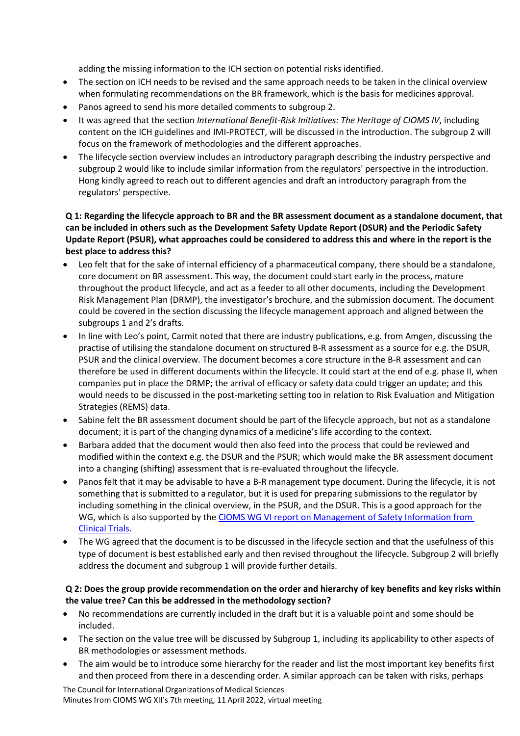adding the missing information to the ICH section on potential risks identified.

- The section on ICH needs to be revised and the same approach needs to be taken in the clinical overview when formulating recommendations on the BR framework, which is the basis for medicines approval.
- Panos agreed to send his more detailed comments to subgroup 2.
- It was agreed that the section *International Benefit-Risk Initiatives: The Heritage of CIOMS IV*, including content on the ICH guidelines and IMI-PROTECT, will be discussed in the introduction. The subgroup 2 will focus on the framework of methodologies and the different approaches.
- The lifecycle section overview includes an introductory paragraph describing the industry perspective and subgroup 2 would like to include similar information from the regulators' perspective in the introduction. Hong kindly agreed to reach out to different agencies and draft an introductory paragraph from the regulators' perspective.

**Q 1: Regarding the lifecycle approach to BR and the BR assessment document as a standalone document, that can be included in others such as the Development Safety Update Report (DSUR) and the Periodic Safety Update Report (PSUR), what approaches could be considered to address this and where in the report is the best place to address this?**

- Leo felt that for the sake of internal efficiency of a pharmaceutical company, there should be a standalone, core document on BR assessment. This way, the document could start early in the process, mature throughout the product lifecycle, and act as a feeder to all other documents, including the Development Risk Management Plan (DRMP), the investigator's brochure, and the submission document. The document could be covered in the section discussing the lifecycle management approach and aligned between the subgroups 1 and 2's drafts.
- In line with Leo's point, Carmit noted that there are industry publications, e.g. from Amgen, discussing the practise of utilising the standalone document on structured B-R assessment as a source for e.g. the DSUR, PSUR and the clinical overview. The document becomes a core structure in the B-R assessment and can therefore be used in different documents within the lifecycle. It could start at the end of e.g. phase II, when companies put in place the DRMP; the arrival of efficacy or safety data could trigger an update; and this would needs to be discussed in the post-marketing setting too in relation to Risk Evaluation and Mitigation Strategies (REMS) data.
- Sabine felt the BR assessment document should be part of the lifecycle approach, but not as a standalone document; it is part of the changing dynamics of a medicine's life according to the context.
- Barbara added that the document would then also feed into the process that could be reviewed and modified within the context e.g. the DSUR and the PSUR; which would make the BR assessment document into a changing (shifting) assessment that is re-evaluated throughout the lifecycle.
- Panos felt that it may be advisable to have a B-R management type document. During the lifecycle, it is not something that is submitted to a regulator, but it is used for preparing submissions to the regulator by including something in the clinical overview, in the PSUR, and the DSUR. This is a good approach for the WG, which is also supported by the [CIOMS WG VI report on Management of Safety Information from Clinical Trials](#).
- The WG agreed that the document is to be discussed in the lifecycle section and that the usefulness of this type of document is best established early and then revised throughout the lifecycle. Subgroup 2 will briefly address the document and subgroup 1 will provide further details.

**Q 2: Does the group provide recommendation on the order and hierarchy of key benefits and key risks within the value tree? Can this be addressed in the methodology section?**

- No recommendations are currently included in the draft but it is a valuable point and some should be included.
- The section on the value tree will be discussed by Subgroup 1, including its applicability to other aspects of BR methodologies or assessment methods.
- The aim would be to introduce some hierarchy for the reader and list the most important key benefits first and then proceed from there in a descending order. A similar approach can be taken with risks, perhaps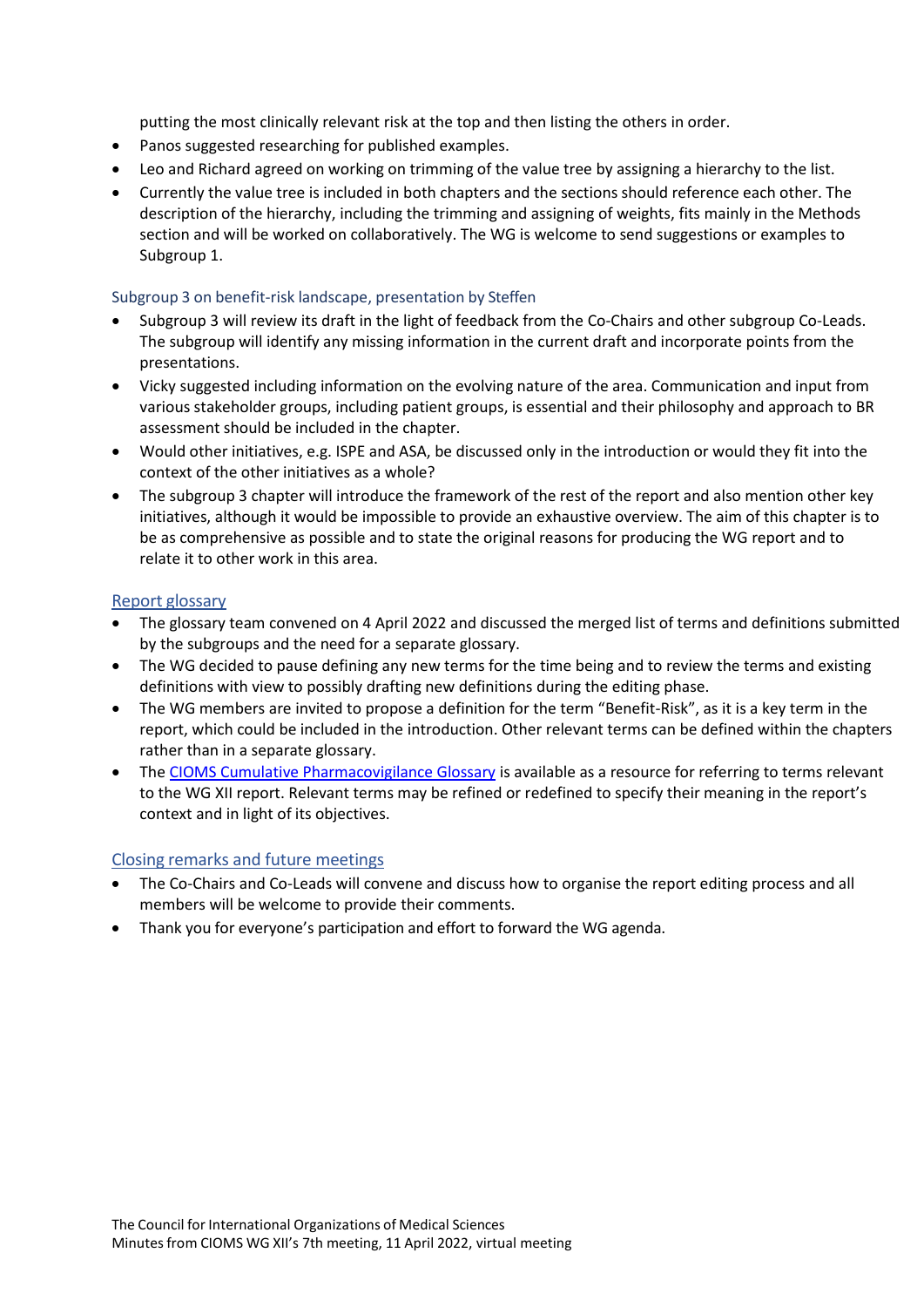putting the most clinically relevant risk at the top and then listing the others in order.

- Panos suggested researching for published examples.
- Leo and Richard agreed on working on trimming of the value tree by assigning a hierarchy to the list.
- Currently the value tree is included in both chapters and the sections should reference each other. The description of the hierarchy, including the trimming and assigning of weights, fits mainly in the Methods section and will be worked on collaboratively. The WG is welcome to send suggestions or examples to Subgroup 1.

### Subgroup 3 on benefit-risk landscape, presentation by Steffen

- Subgroup 3 will review its draft in the light of feedback from the Co-Chairs and other subgroup Co-Leads. The subgroup will identify any missing information in the current draft and incorporate points from the presentations.
- Vicky suggested including information on the evolving nature of the area. Communication and input from various stakeholder groups, including patient groups, is essential and their philosophy and approach to BR assessment should be included in the chapter.
- Would other initiatives, e.g. ISPE and ASA, be discussed only in the introduction or would they fit into the context of the other initiatives as a whole?
- The subgroup 3 chapter will introduce the framework of the rest of the report and also mention other key initiatives, although it would be impossible to provide an exhaustive overview. The aim of this chapter is to be as comprehensive as possible and to state the original reasons for producing the WG report and to relate it to other work in this area.

## Report glossary

- The glossary team convened on 4 April 2022 and discussed the merged list of terms and definitions submitted by the subgroups and the need for a separate glossary.
- The WG decided to pause defining any new terms for the time being and to review the terms and existing definitions with view to possibly drafting new definitions during the editing phase.
- The WG members are invited to propose a definition for the term "Benefit-Risk", as it is a key term in the report, which could be included in the introduction. Other relevant terms can be defined within the chapters rather than in a separate glossary.
- The CIOMS Cumulative Pharmacovigilance Glossary is available as a resource for referring to terms relevant to the WG XII report. Relevant terms may be refined or redefined to specify their meaning in the report's context and in light of its objectives.

## Closing remarks and future meetings

- The Co-Chairs and Co-Leads will convene and discuss how to organise the report editing process and all members will be welcome to provide their comments.
- Thank you for everyone's participation and effort to forward the WG agenda.